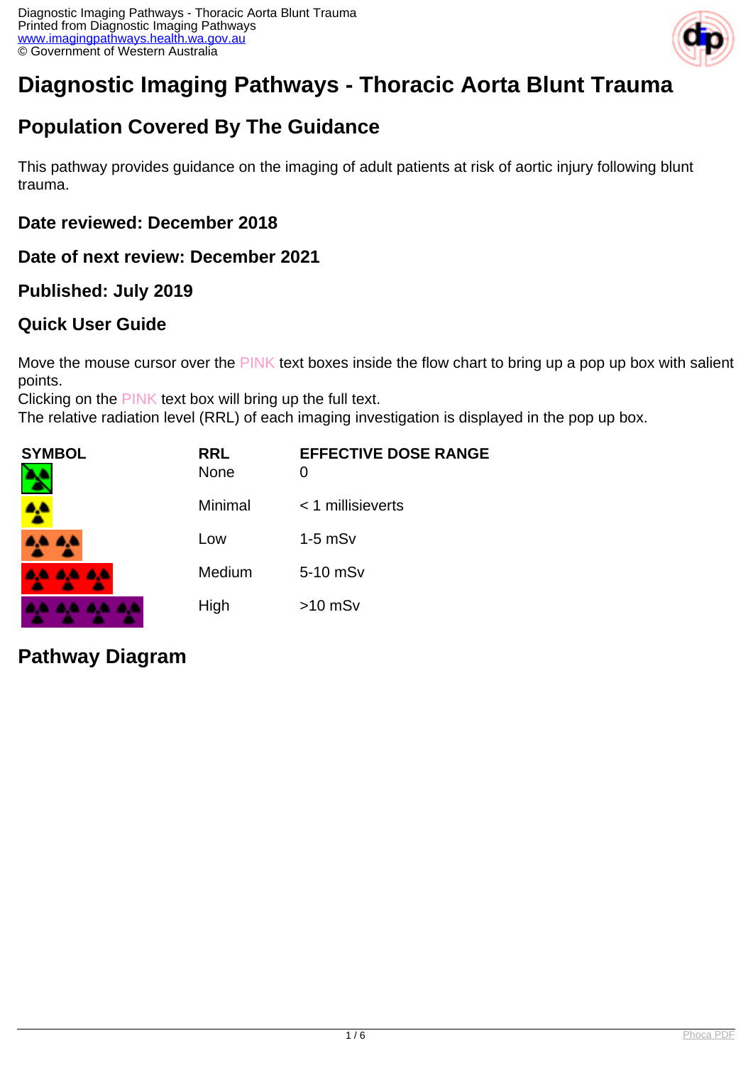# Diagnostic Imaging Pathways - Thoracic Aorta Blunt Trauma

## Population Covered By The Guidance

This pathway provides guidance on the imaging of adult patients at risk of aortic injury following blunt trauma.

### Date reviewed: December 2018

### Date of next review: December 2021

### Published: July 2019

### Quick User Guide

Move the mouse cursor over the PINK text boxes inside the flow chart to bring up a pop up box with salient points.
Clicking on the PINK text box will bring up the full text.
The relative radiation level (RRL) of each imaging investigation is displayed in the pop up box.

| SYMBOL | RRL | EFFECTIVE DOSE RANGE |
| --- | --- | --- |
| | None | 0 |
| | Minimal | < 1 millisieverts |
| | Low | 1-5 mSv |
| | Medium | 5-10 mSv |
| | High | >10 mSv |

## Pathway Diagram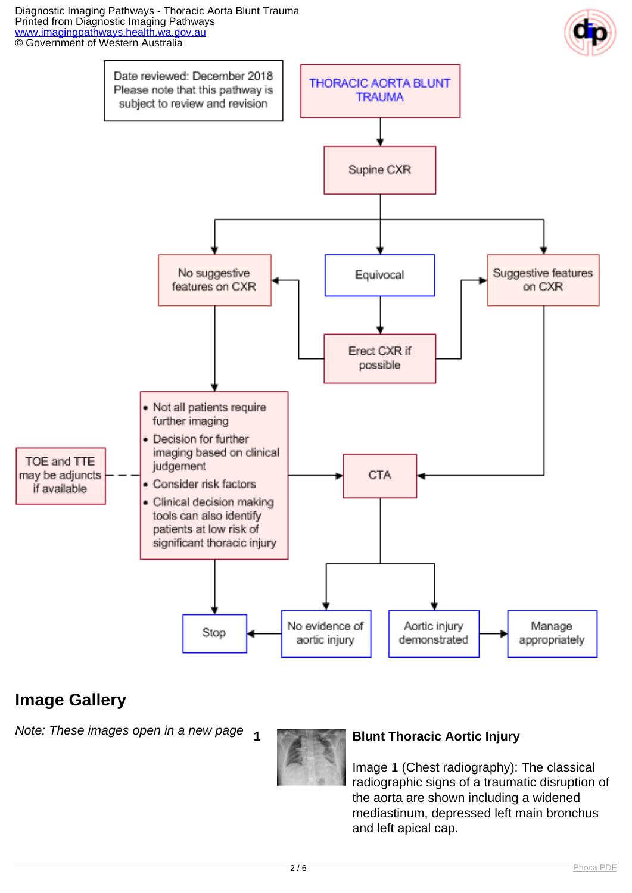Date reviewed: December 2018
Please note that this pathway is subject to review and revision

# THORACIC AORTA BLUNT TRAUMA

- Supine CXR
  - No suggestive features on CXR
  - Equivocal → Erect CXR if possible → No suggestive features on CXR / Suggestive features on CXR
  - Suggestive features on CXR → CTA

No suggestive features on CXR →

- Not all patients require further imaging
- Decision for further imaging based on clinical judgement
- Consider risk factors
- Clinical decision making tools can also identify patients at low risk of significant thoracic injury

TOE and TTE may be adjuncts if available

→ CTA or → Stop

CTA:
- No evidence of aortic injury → Stop
- Aortic injury demonstrated → Manage appropriately

## Image Gallery

*Note: These images open in a new page*

1

**Blunt Thoracic Aortic Injury**

Image 1 (Chest radiography): The classical radiographic signs of a traumatic disruption of the aorta are shown including a widened mediastinum, depressed left main bronchus and left apical cap.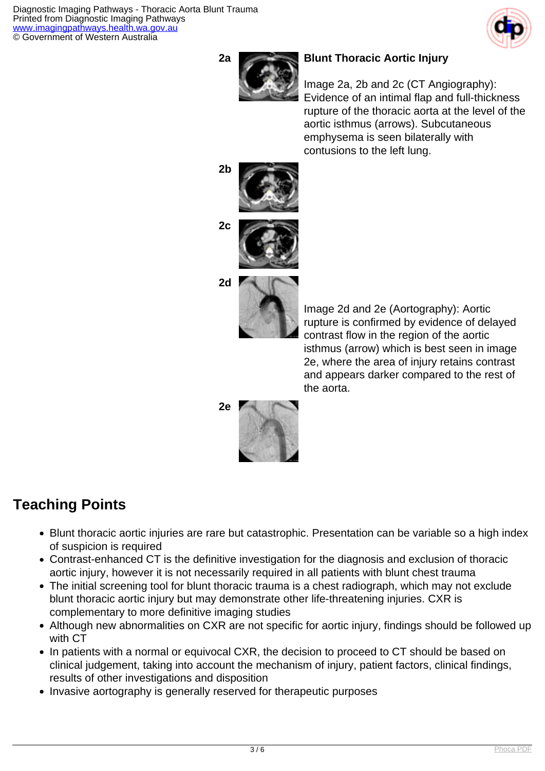2a

**Blunt Thoracic Aortic Injury**

Image 2a, 2b and 2c (CT Angiography): Evidence of an intimal flap and full-thickness rupture of the thoracic aorta at the level of the aortic isthmus (arrows). Subcutaneous emphysema is seen bilaterally with contusions to the left lung.

2b

2c

2d

Image 2d and 2e (Aortography): Aortic rupture is confirmed by evidence of delayed contrast flow in the region of the aortic isthmus (arrow) which is best seen in image 2e, where the area of injury retains contrast and appears darker compared to the rest of the aorta.

2e

## Teaching Points

- Blunt thoracic aortic injuries are rare but catastrophic. Presentation can be variable so a high index of suspicion is required
- Contrast-enhanced CT is the definitive investigation for the diagnosis and exclusion of thoracic aortic injury, however it is not necessarily required in all patients with blunt chest trauma
- The initial screening tool for blunt thoracic trauma is a chest radiograph, which may not exclude blunt thoracic aortic injury but may demonstrate other life-threatening injuries. CXR is complementary to more definitive imaging studies
- Although new abnormalities on CXR are not specific for aortic injury, findings should be followed up with CT
- In patients with a normal or equivocal CXR, the decision to proceed to CT should be based on clinical judgement, taking into account the mechanism of injury, patient factors, clinical findings, results of other investigations and disposition
- Invasive aortography is generally reserved for therapeutic purposes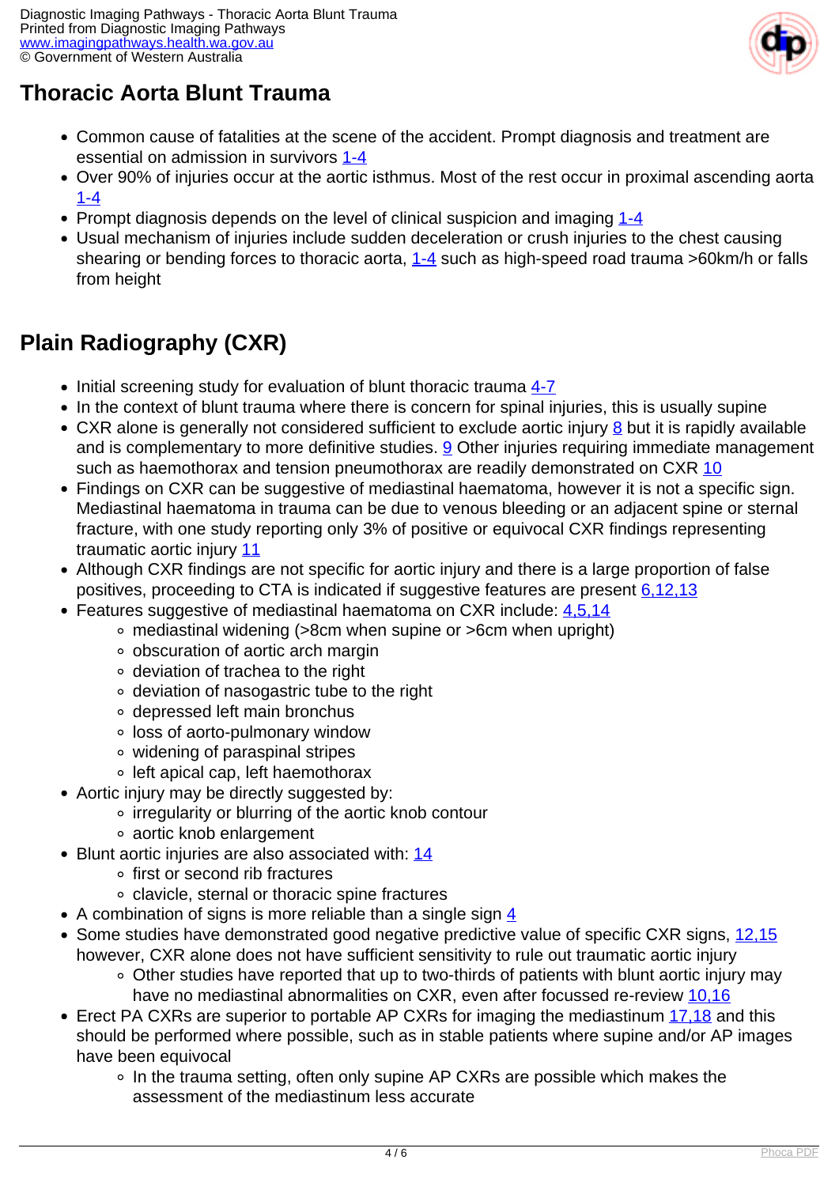# Thoracic Aorta Blunt Trauma

- Common cause of fatalities at the scene of the accident. Prompt diagnosis and treatment are essential on admission in survivors 1-4
- Over 90% of injuries occur at the aortic isthmus. Most of the rest occur in proximal ascending aorta 1-4
- Prompt diagnosis depends on the level of clinical suspicion and imaging 1-4
- Usual mechanism of injuries include sudden deceleration or crush injuries to the chest causing shearing or bending forces to thoracic aorta, 1-4 such as high-speed road trauma >60km/h or falls from height

## Plain Radiography (CXR)

- Initial screening study for evaluation of blunt thoracic trauma 4-7
- In the context of blunt trauma where there is concern for spinal injuries, this is usually supine
- CXR alone is generally not considered sufficient to exclude aortic injury 8 but it is rapidly available and is complementary to more definitive studies. 9 Other injuries requiring immediate management such as haemothorax and tension pneumothorax are readily demonstrated on CXR 10
- Findings on CXR can be suggestive of mediastinal haematoma, however it is not a specific sign. Mediastinal haematoma in trauma can be due to venous bleeding or an adjacent spine or sternal fracture, with one study reporting only 3% of positive or equivocal CXR findings representing traumatic aortic injury 11
- Although CXR findings are not specific for aortic injury and there is a large proportion of false positives, proceeding to CTA is indicated if suggestive features are present 6,12,13
- Features suggestive of mediastinal haematoma on CXR include: 4,5,14
  - mediastinal widening (>8cm when supine or >6cm when upright)
  - obscuration of aortic arch margin
  - deviation of trachea to the right
  - deviation of nasogastric tube to the right
  - depressed left main bronchus
  - loss of aorto-pulmonary window
  - widening of paraspinal stripes
  - left apical cap, left haemothorax
- Aortic injury may be directly suggested by:
  - irregularity or blurring of the aortic knob contour
  - aortic knob enlargement
- Blunt aortic injuries are also associated with: 14
  - first or second rib fractures
  - clavicle, sternal or thoracic spine fractures
- A combination of signs is more reliable than a single sign 4
- Some studies have demonstrated good negative predictive value of specific CXR signs, 12,15 however, CXR alone does not have sufficient sensitivity to rule out traumatic aortic injury
  - Other studies have reported that up to two-thirds of patients with blunt aortic injury may have no mediastinal abnormalities on CXR, even after focussed re-review 10,16
- Erect PA CXRs are superior to portable AP CXRs for imaging the mediastinum 17,18 and this should be performed where possible, such as in stable patients where supine and/or AP images have been equivocal
  - In the trauma setting, often only supine AP CXRs are possible which makes the assessment of the mediastinum less accurate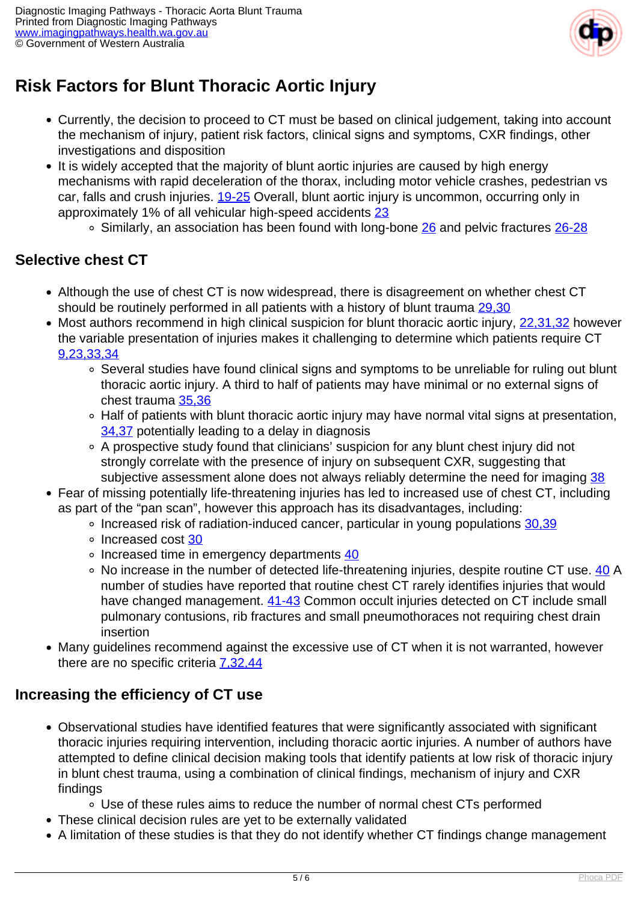## Risk Factors for Blunt Thoracic Aortic Injury

- Currently, the decision to proceed to CT must be based on clinical judgement, taking into account the mechanism of injury, patient risk factors, clinical signs and symptoms, CXR findings, other investigations and disposition
- It is widely accepted that the majority of blunt aortic injuries are caused by high energy mechanisms with rapid deceleration of the thorax, including motor vehicle crashes, pedestrian vs car, falls and crush injuries. 19-25 Overall, blunt aortic injury is uncommon, occurring only in approximately 1% of all vehicular high-speed accidents 23
  - Similarly, an association has been found with long-bone 26 and pelvic fractures 26-28

### Selective chest CT

- Although the use of chest CT is now widespread, there is disagreement on whether chest CT should be routinely performed in all patients with a history of blunt trauma 29,30
- Most authors recommend in high clinical suspicion for blunt thoracic aortic injury, 22,31,32 however the variable presentation of injuries makes it challenging to determine which patients require CT 9,23,33,34
  - Several studies have found clinical signs and symptoms to be unreliable for ruling out blunt thoracic aortic injury. A third to half of patients may have minimal or no external signs of chest trauma 35,36
  - Half of patients with blunt thoracic aortic injury may have normal vital signs at presentation, 34,37 potentially leading to a delay in diagnosis
  - A prospective study found that clinicians' suspicion for any blunt chest injury did not strongly correlate with the presence of injury on subsequent CXR, suggesting that subjective assessment alone does not always reliably determine the need for imaging 38
- Fear of missing potentially life-threatening injuries has led to increased use of chest CT, including as part of the "pan scan", however this approach has its disadvantages, including:
  - Increased risk of radiation-induced cancer, particular in young populations 30,39
  - Increased cost 30
  - Increased time in emergency departments 40
  - No increase in the number of detected life-threatening injuries, despite routine CT use. 40 A number of studies have reported that routine chest CT rarely identifies injuries that would have changed management. 41-43 Common occult injuries detected on CT include small pulmonary contusions, rib fractures and small pneumothoraces not requiring chest drain insertion
- Many guidelines recommend against the excessive use of CT when it is not warranted, however there are no specific criteria 7,32,44

### Increasing the efficiency of CT use

- Observational studies have identified features that were significantly associated with significant thoracic injuries requiring intervention, including thoracic aortic injuries. A number of authors have attempted to define clinical decision making tools that identify patients at low risk of thoracic injury in blunt chest trauma, using a combination of clinical findings, mechanism of injury and CXR findings
  - Use of these rules aims to reduce the number of normal chest CTs performed
- These clinical decision rules are yet to be externally validated
- A limitation of these studies is that they do not identify whether CT findings change management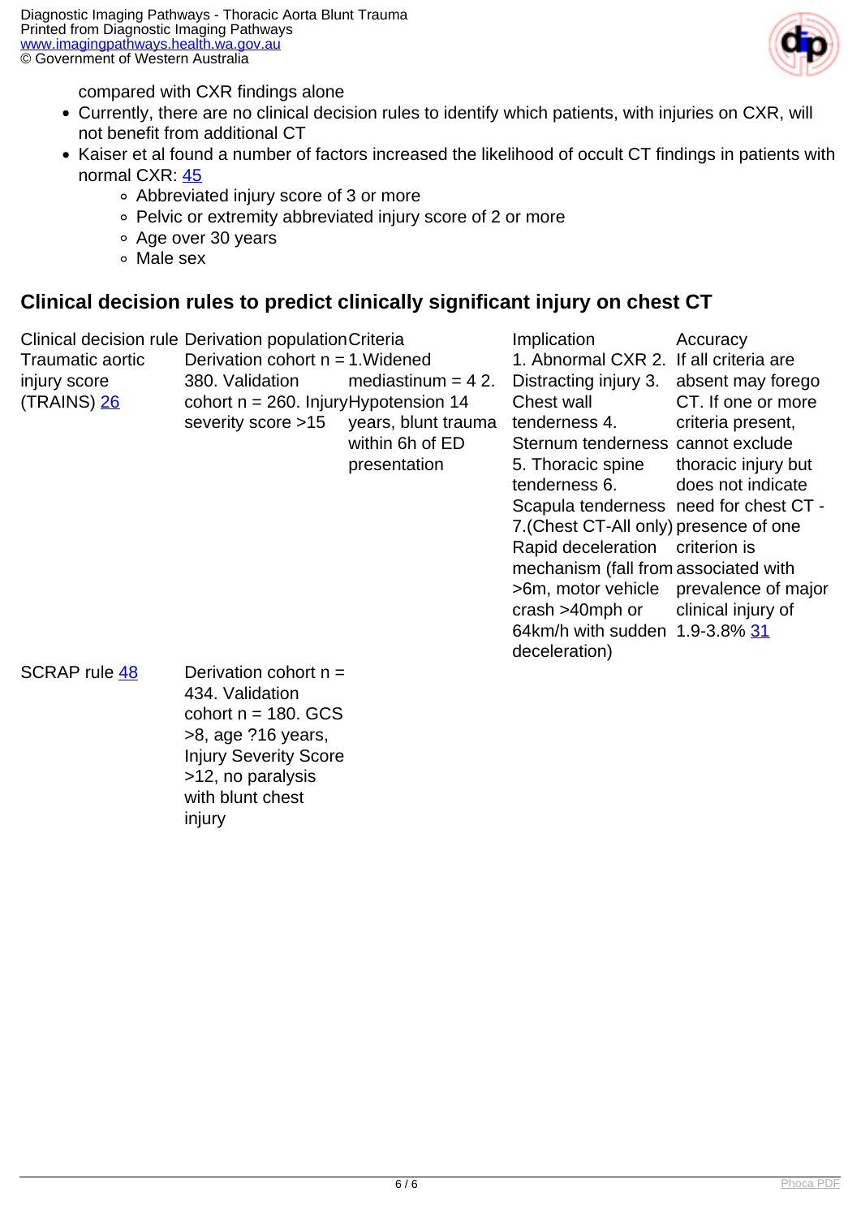compared with CXR findings alone

- Currently, there are no clinical decision rules to identify which patients, with injuries on CXR, will not benefit from additional CT
- Kaiser et al found a number of factors increased the likelihood of occult CT findings in patients with normal CXR: 45
  - Abbreviated injury score of 3 or more
  - Pelvic or extremity abbreviated injury score of 2 or more
  - Age over 30 years
  - Male sex

## Clinical decision rules to predict clinically significant injury on chest CT

| Clinical decision rule | Derivation population | Criteria | Implication | Accuracy |
|---|---|---|---|---|
| Traumatic aortic injury score (TRAINS) 26 | Derivation cohort n = 380. Validation cohort n = 260. Injury severity score >15 | 1.Widened mediastinum = 4 2. Hypotension 14 years, blunt trauma within 6h of ED presentation | 1. Abnormal CXR 2. Distracting injury 3. Chest wall tenderness 4. Sternum tenderness 5. Thoracic spine tenderness 6. Scapula tenderness 7.(Chest CT-All only) Rapid deceleration mechanism (fall from >6m, motor vehicle crash >40mph or 64km/h with sudden deceleration) | If all criteria are absent may forego CT. If one or more criteria present, cannot exclude thoracic injury but does not indicate need for chest CT - presence of one criterion is associated with prevalence of major clinical injury of 1.9-3.8% 31 |
| SCRAP rule 48 | Derivation cohort n = 434. Validation cohort n = 180. GCS >8, age ?16 years, Injury Severity Score >12, no paralysis with blunt chest injury | | | |